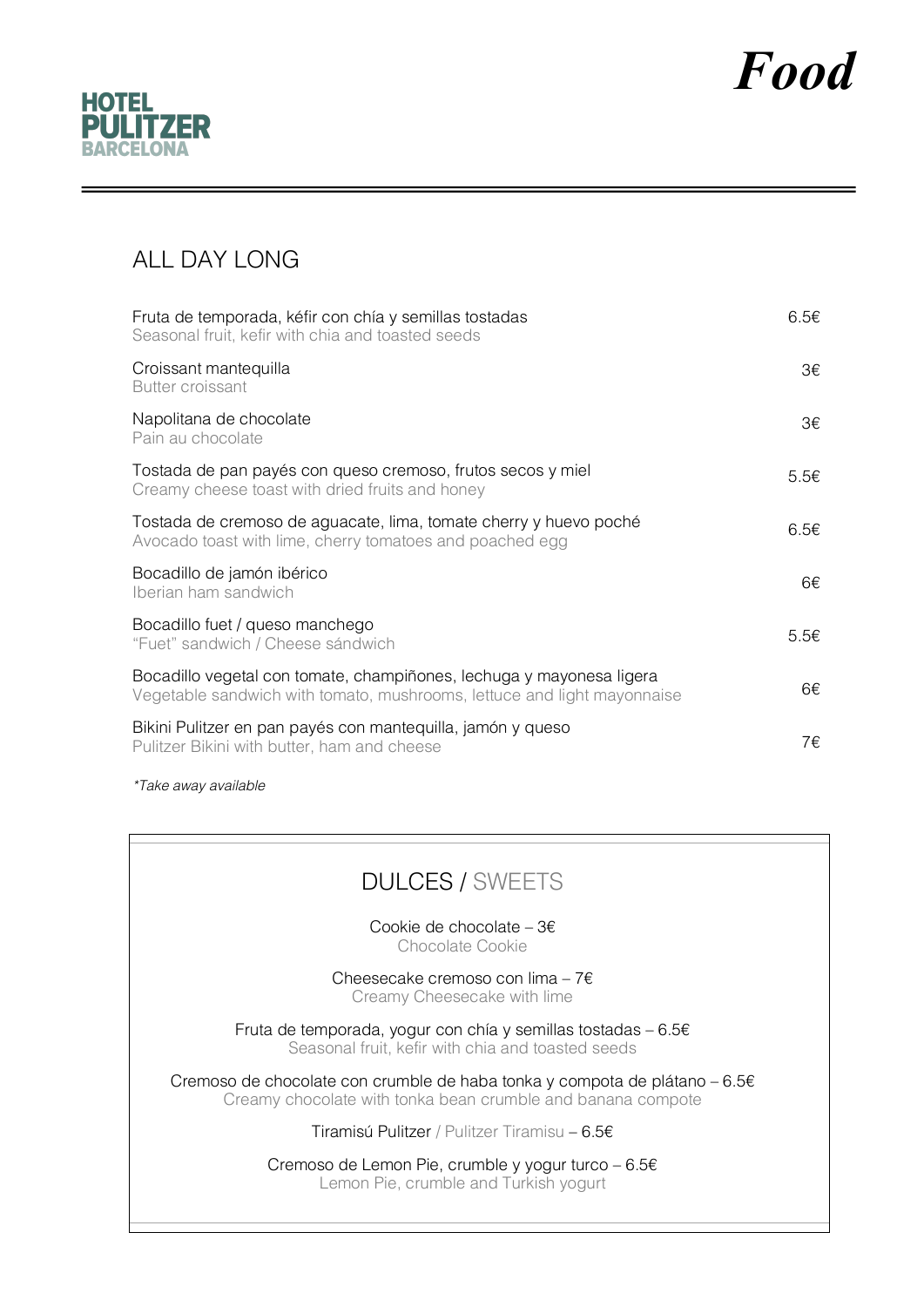HOTEL PULITZER BARCELONA

# Food

## ALL DAY LONG

| | |
|---|---|
| Fruta de temporada, kéfir con chía y semillas tostadas<br>Seasonal fruit, kefir with chia and toasted seeds | 6.5€ |
| Croissant mantequilla<br>Butter croissant | 3€ |
| Napolitana de chocolate<br>Pain au chocolate | 3€ |
| Tostada de pan payés con queso cremoso, frutos secos y miel<br>Creamy cheese toast with dried fruits and honey | 5.5€ |
| Tostada de cremoso de aguacate, lima, tomate cherry y huevo poché<br>Avocado toast with lime, cherry tomatoes and poached egg | 6.5€ |
| Bocadillo de jamón ibérico<br>Iberian ham sandwich | 6€ |
| Bocadillo fuet / queso manchego<br>"Fuet" sandwich / Cheese sándwich | 5.5€ |
| Bocadillo vegetal con tomate, champiñones, lechuga y mayonesa ligera<br>Vegetable sandwich with tomato, mushrooms, lettuce and light mayonnaise | 6€ |
| Bikini Pulitzer en pan payés con mantequilla, jamón y queso<br>Pulitzer Bikini with butter, ham and cheese | 7€ |

*\*Take away available*

## DULCES / SWEETS

Cookie de chocolate – 3€
Chocolate Cookie

Cheesecake cremoso con lima – 7€
Creamy Cheesecake with lime

Fruta de temporada, yogur con chía y semillas tostadas – 6.5€
Seasonal fruit, kefir with chia and toasted seeds

Cremoso de chocolate con crumble de haba tonka y compota de plátano – 6.5€
Creamy chocolate with tonka bean crumble and banana compote

Tiramisú Pulitzer / Pulitzer Tiramisu – 6.5€

Cremoso de Lemon Pie, crumble y yogur turco – 6.5€
Lemon Pie, crumble and Turkish yogurt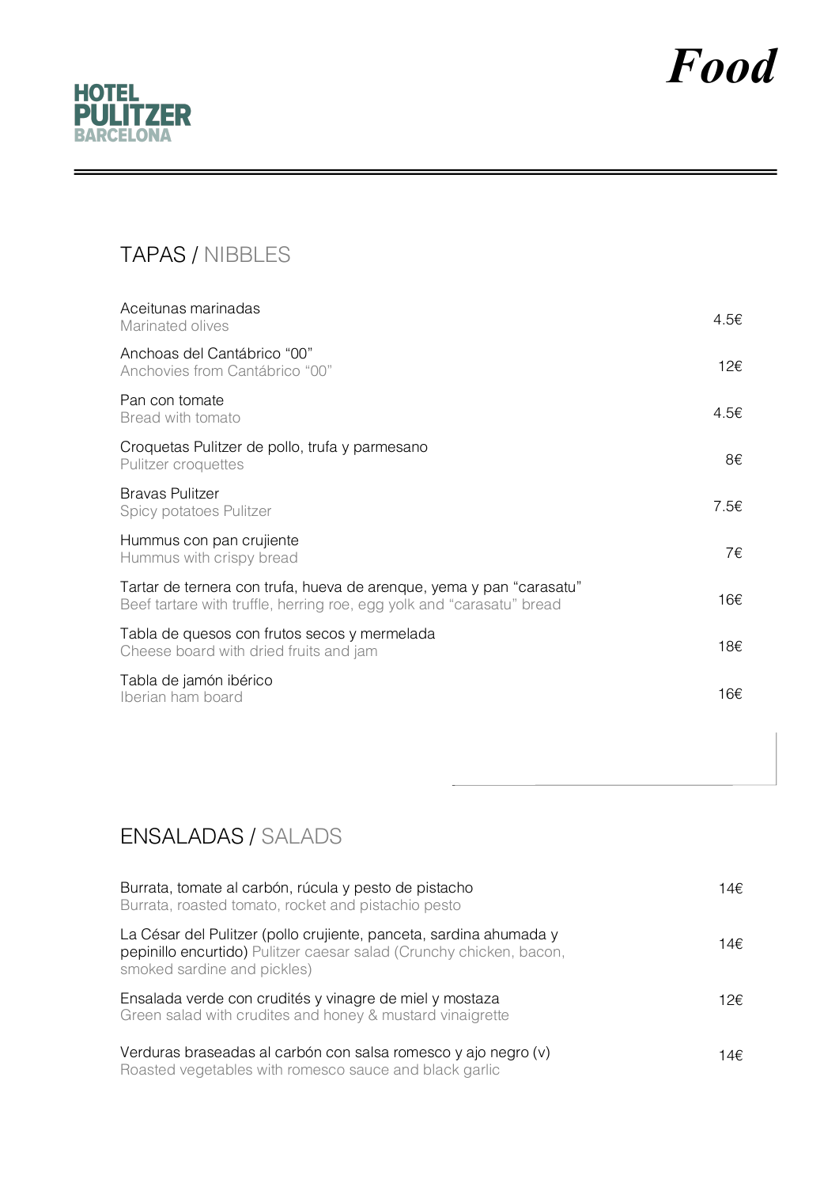# Food

HOTEL PULITZER BARCELONA

## TAPAS / NIBBLES

| Plato | Precio |
| --- | --- |
| Aceitunas marinadas<br>Marinated olives | 4.5€ |
| Anchoas del Cantábrico "00"<br>Anchovies from Cantábrico "00" | 12€ |
| Pan con tomate<br>Bread with tomato | 4.5€ |
| Croquetas Pulitzer de pollo, trufa y parmesano<br>Pulitzer croquettes | 8€ |
| Bravas Pulitzer<br>Spicy potatoes Pulitzer | 7.5€ |
| Hummus con pan crujiente<br>Hummus with crispy bread | 7€ |
| Tartar de ternera con trufa, hueva de arenque, yema y pan "carasatu"<br>Beef tartare with truffle, herring roe, egg yolk and "carasatu" bread | 16€ |
| Tabla de quesos con frutos secos y mermelada<br>Cheese board with dried fruits and jam | 18€ |
| Tabla de jamón ibérico<br>Iberian ham board | 16€ |

## ENSALADAS / SALADS

| Plato | Precio |
| --- | --- |
| Burrata, tomate al carbón, rúcula y pesto de pistacho<br>Burrata, roasted tomato, rocket and pistachio pesto | 14€ |
| La César del Pulitzer (pollo crujiente, panceta, sardina ahumada y pepinillo encurtido) Pulitzer caesar salad (Crunchy chicken, bacon, smoked sardine and pickles) | 14€ |
| Ensalada verde con crudités y vinagre de miel y mostaza<br>Green salad with crudites and honey & mustard vinaigrette | 12€ |
| Verduras braseadas al carbón con salsa romesco y ajo negro (v)<br>Roasted vegetables with romesco sauce and black garlic | 14€ |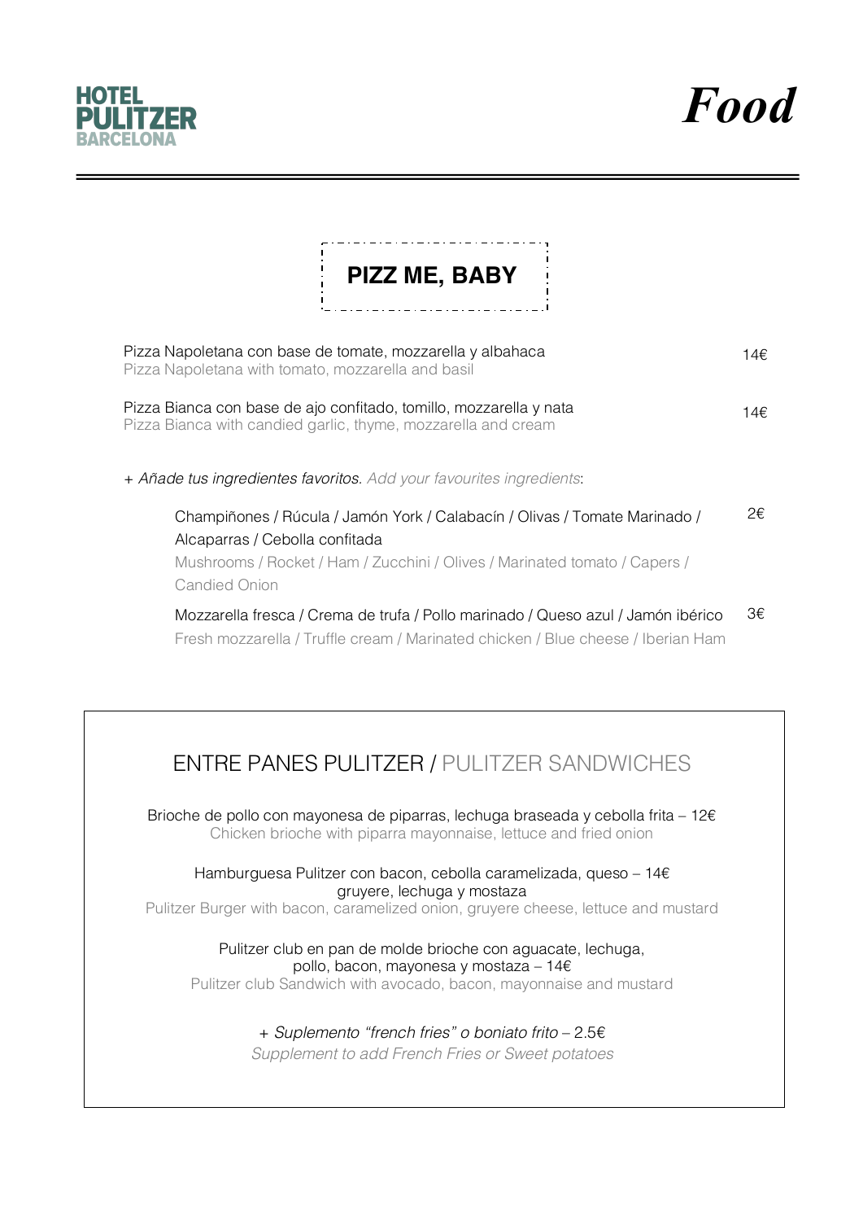**HOTEL PULITZER BARCELONA**

# *Food*

## PIZZ ME, BABY

Pizza Napoletana con base de tomate, mozzarella y albahaca — 14€
Pizza Napoletana with tomato, mozzarella and basil

Pizza Bianca con base de ajo confitado, tomillo, mozzarella y nata — 14€
Pizza Bianca with candied garlic, thyme, mozzarella and cream

+ *Añade tus ingredientes favoritos. Add your favourites ingredients*:

Champiñones / Rúcula / Jamón York / Calabacín / Olivas / Tomate Marinado / Alcaparras / Cebolla confitada — 2€
Mushrooms / Rocket / Ham / Zucchini / Olives / Marinated tomato / Capers / Candied Onion

Mozzarella fresca / Crema de trufa / Pollo marinado / Queso azul / Jamón ibérico — 3€
Fresh mozzarella / Truffle cream / Marinated chicken / Blue cheese / Iberian Ham

## ENTRE PANES PULITZER / PULITZER SANDWICHES

Brioche de pollo con mayonesa de piparras, lechuga braseada y cebolla frita – 12€
Chicken brioche with piparra mayonnaise, lettuce and fried onion

Hamburguesa Pulitzer con bacon, cebolla caramelizada, queso gruyere, lechuga y mostaza – 14€
Pulitzer Burger with bacon, caramelized onion, gruyere cheese, lettuce and mustard

Pulitzer club en pan de molde brioche con aguacate, lechuga, pollo, bacon, mayonesa y mostaza – 14€
Pulitzer club Sandwich with avocado, bacon, mayonnaise and mustard

+ *Suplemento "french fries" o boniato frito* – 2.5€
*Supplement to add French Fries or Sweet potatoes*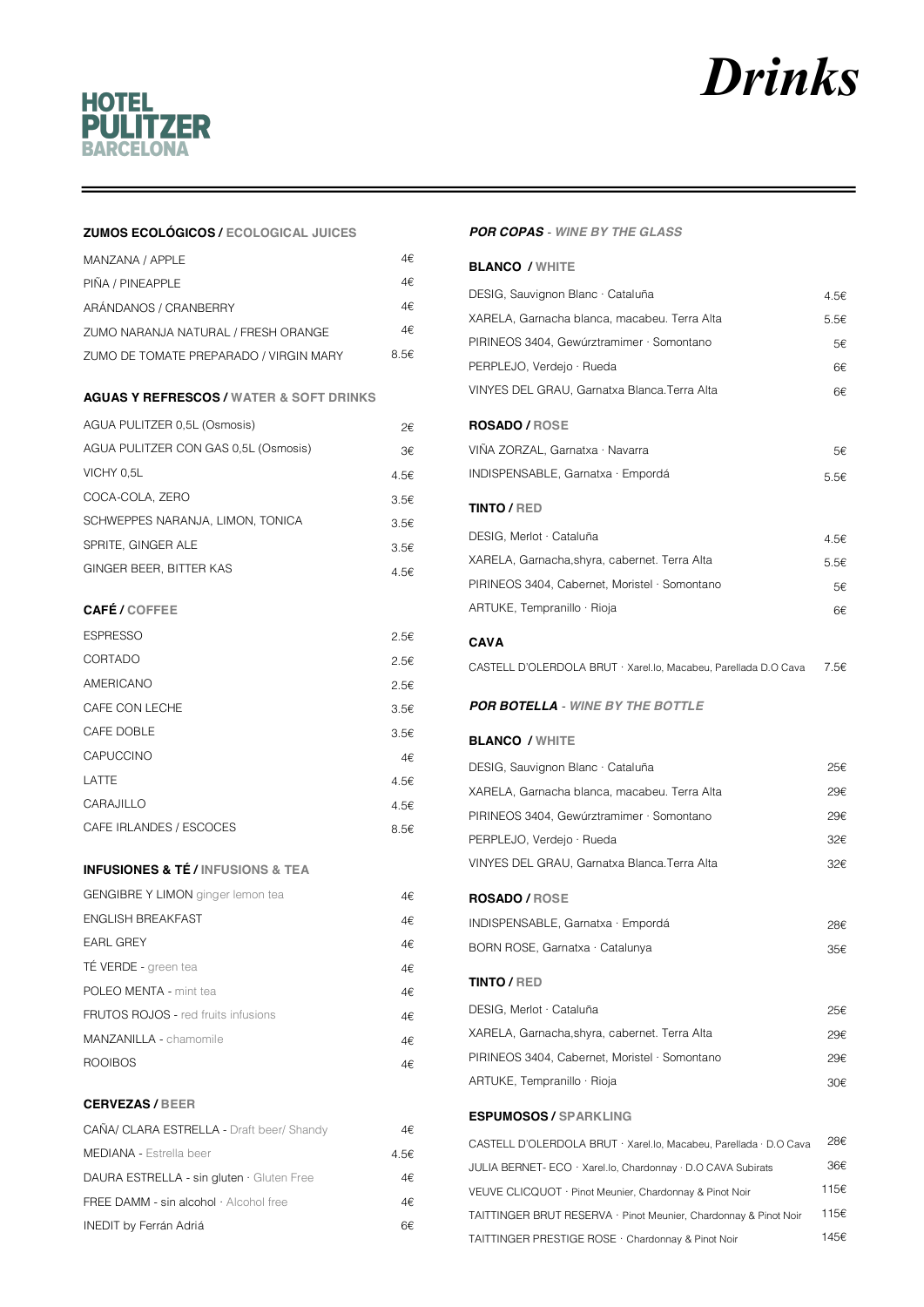# Drinks

HOTEL PULITZER BARCELONA

## ZUMOS ECOLÓGICOS / ECOLOGICAL JUICES

| | |
|---|---|
| MANZANA / APPLE | 4€ |
| PIÑA / PINEAPPLE | 4€ |
| ARÁNDANOS / CRANBERRY | 4€ |
| ZUMO NARANJA NATURAL / FRESH ORANGE | 4€ |
| ZUMO DE TOMATE PREPARADO / VIRGIN MARY | 8.5€ |

## AGUAS Y REFRESCOS / WATER & SOFT DRINKS

| | |
|---|---|
| AGUA PULITZER 0,5L (Osmosis) | 2€ |
| AGUA PULITZER CON GAS 0,5L (Osmosis) | 3€ |
| VICHY 0,5L | 4.5€ |
| COCA-COLA, ZERO | 3.5€ |
| SCHWEPPES NARANJA, LIMON, TONICA | 3.5€ |
| SPRITE, GINGER ALE | 3.5€ |
| GINGER BEER, BITTER KAS | 4.5€ |

## CAFÉ / COFFEE

| | |
|---|---|
| ESPRESSO | 2.5€ |
| CORTADO | 2.5€ |
| AMERICANO | 2.5€ |
| CAFE CON LECHE | 3.5€ |
| CAFE DOBLE | 3.5€ |
| CAPUCCINO | 4€ |
| LATTE | 4.5€ |
| CARAJILLO | 4.5€ |
| CAFE IRLANDES / ESCOCES | 8.5€ |

## INFUSIONES & TÉ / INFUSIONS & TEA

| | |
|---|---|
| GENGIBRE Y LIMON ginger lemon tea | 4€ |
| ENGLISH BREAKFAST | 4€ |
| EARL GREY | 4€ |
| TÉ VERDE - green tea | 4€ |
| POLEO MENTA - mint tea | 4€ |
| FRUTOS ROJOS - red fruits infusions | 4€ |
| MANZANILLA - chamomile | 4€ |
| ROOIBOS | 4€ |

## CERVEZAS / BEER

| | |
|---|---|
| CAÑA/ CLARA ESTRELLA - Draft beer/ Shandy | 4€ |
| MEDIANA - Estrella beer | 4.5€ |
| DAURA ESTRELLA - sin gluten · Gluten Free | 4€ |
| FREE DAMM - sin alcohol · Alcohol free | 4€ |
| INEDIT by Ferrán Adriá | 6€ |

## *POR COPAS - WINE BY THE GLASS*

### BLANCO / WHITE

| | |
|---|---|
| DESIG, Sauvignon Blanc · Cataluña | 4.5€ |
| XARELA, Garnacha blanca, macabeu. Terra Alta | 5.5€ |
| PIRINEOS 3404, Gewürztramimer · Somontano | 5€ |
| PERPLEJO, Verdejo · Rueda | 6€ |
| VINYES DEL GRAU, Garnatxa Blanca.Terra Alta | 6€ |

### ROSADO / ROSE

| | |
|---|---|
| VIÑA ZORZAL, Garnatxa · Navarra | 5€ |
| INDISPENSABLE, Garnatxa · Empordá | 5.5€ |

### TINTO / RED

| | |
|---|---|
| DESIG, Merlot · Cataluña | 4.5€ |
| XARELA, Garnacha,shyra, cabernet. Terra Alta | 5.5€ |
| PIRINEOS 3404, Cabernet, Moristel · Somontano | 5€ |
| ARTUKE, Tempranillo · Rioja | 6€ |

### CAVA

| | |
|---|---|
| CASTELL D'OLERDOLA BRUT · Xarel.lo, Macabeu, Parellada D.O Cava | 7.5€ |

## *POR BOTELLA - WINE BY THE BOTTLE*

### BLANCO / WHITE

| | |
|---|---|
| DESIG, Sauvignon Blanc · Cataluña | 25€ |
| XARELA, Garnacha blanca, macabeu. Terra Alta | 29€ |
| PIRINEOS 3404, Gewürztramimer · Somontano | 29€ |
| PERPLEJO, Verdejo · Rueda | 32€ |
| VINYES DEL GRAU, Garnatxa Blanca.Terra Alta | 32€ |

### ROSADO / ROSE

| | |
|---|---|
| INDISPENSABLE, Garnatxa · Empordá | 28€ |
| BORN ROSE, Garnatxa · Catalunya | 35€ |

### TINTO / RED

| | |
|---|---|
| DESIG, Merlot · Cataluña | 25€ |
| XARELA, Garnacha,shyra, cabernet. Terra Alta | 29€ |
| PIRINEOS 3404, Cabernet, Moristel · Somontano | 29€ |
| ARTUKE, Tempranillo · Rioja | 30€ |

### ESPUMOSOS / SPARKLING

| | |
|---|---|
| CASTELL D'OLERDOLA BRUT · Xarel.lo, Macabeu, Parellada · D.O Cava | 28€ |
| JULIA BERNET- ECO · Xarel.lo, Chardonnay · D.O CAVA Subirats | 36€ |
| VEUVE CLICQUOT · Pinot Meunier, Chardonnay & Pinot Noir | 115€ |
| TAITTINGER BRUT RESERVA · Pinot Meunier, Chardonnay & Pinot Noir | 115€ |
| TAITTINGER PRESTIGE ROSE · Chardonnay & Pinot Noir | 145€ |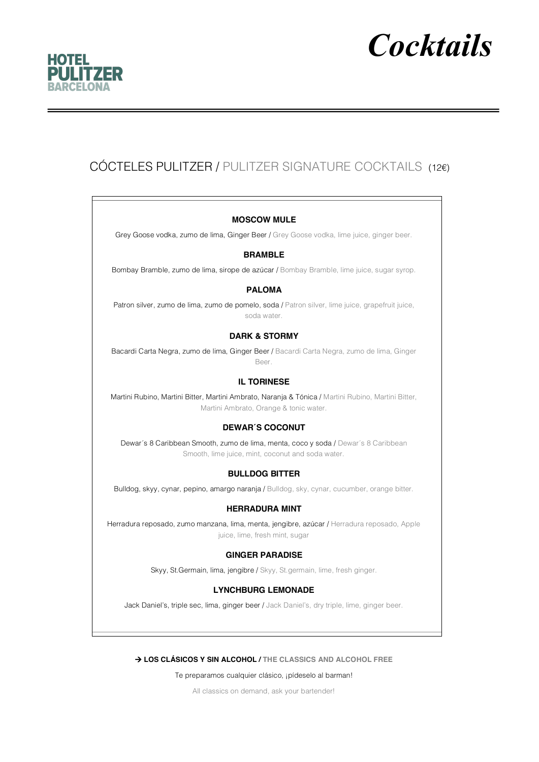# Cocktails

**HOTEL PULITZER BARCELONA**

## CÓCTELES PULITZER / PULITZER SIGNATURE COCKTAILS (12€)

### MOSCOW MULE

Grey Goose vodka, zumo de lima, Ginger Beer / Grey Goose vodka, lime juice, ginger beer.

### BRAMBLE

Bombay Bramble, zumo de lima, sirope de azúcar / Bombay Bramble, lime juice, sugar syrop.

### PALOMA

Patron silver, zumo de lima, zumo de pomelo, soda / Patron silver, lime juice, grapefruit juice, soda water.

### DARK & STORMY

Bacardi Carta Negra, zumo de lima, Ginger Beer / Bacardi Carta Negra, zumo de lima, Ginger Beer.

### IL TORINESE

Martini Rubino, Martini Bitter, Martini Ambrato, Naranja & Tónica / Martini Rubino, Martini Bitter, Martini Ambrato, Orange & tonic water.

### DEWAR´S COCONUT

Dewar´s 8 Caribbean Smooth, zumo de lima, menta, coco y soda / Dewar´s 8 Caribbean Smooth, lime juice, mint, coconut and soda water.

### BULLDOG BITTER

Bulldog, skyy, cynar, pepino, amargo naranja / Bulldog, sky, cynar, cucumber, orange bitter.

### HERRADURA MINT

Herradura reposado, zumo manzana, lima, menta, jengibre, azúcar / Herradura reposado, Apple juice, lime, fresh mint, sugar

### GINGER PARADISE

Skyy, St.Germain, lima, jengibre / Skyy, St.germain, lime, fresh ginger.

### LYNCHBURG LEMONADE

Jack Daniel's, triple sec, lima, ginger beer / Jack Daniel's, dry triple, lime, ginger beer.

**→ LOS CLÁSICOS Y SIN ALCOHOL / THE CLASSICS AND ALCOHOL FREE**

Te preparamos cualquier clásico, ¡pídeselo al barman!

All classics on demand, ask your bartender!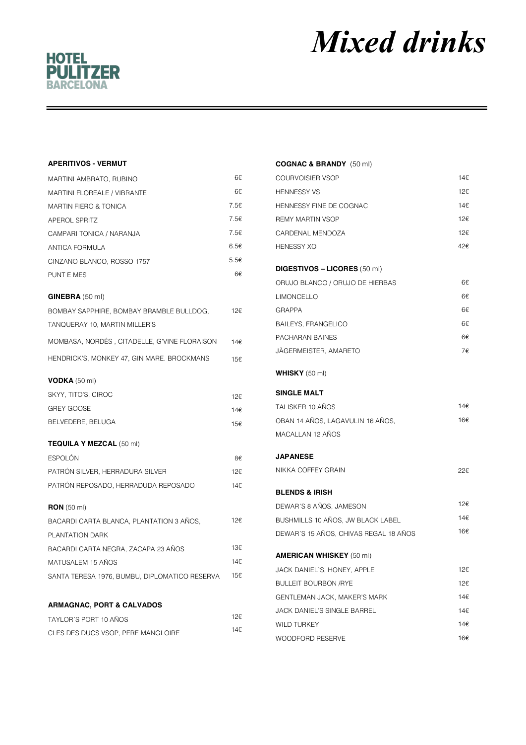HOTEL PULITZER BARCELONA

# Mixed drinks

## APERITIVOS - VERMUT

| | |
|---|---|
| MARTINI AMBRATO, RUBINO | 6€ |
| MARTINI FLOREALE / VIBRANTE | 6€ |
| MARTIN FIERO & TONICA | 7.5€ |
| APEROL SPRITZ | 7.5€ |
| CAMPARI TONICA / NARANJA | 7.5€ |
| ANTICA FORMULA | 6.5€ |
| CINZANO BLANCO, ROSSO 1757 | 5.5€ |
| PUNT E MES | 6€ |

## GINEBRA (50 ml)

| | |
|---|---|
| BOMBAY SAPPHIRE, BOMBAY BRAMBLE BULLDOG, TANQUERAY 10, MARTIN MILLER'S | 12€ |
| MOMBASA, NORDÉS , CITADELLE, G'VINE FLORAISON | 14€ |
| HENDRICK'S, MONKEY 47, GIN MARE. BROCKMANS | 15€ |

## VODKA (50 ml)

| | |
|---|---|
| SKYY, TITO'S, CIROC | 12€ |
| GREY GOOSE | 14€ |
| BELVEDERE, BELUGA | 15€ |

## TEQUILA Y MEZCAL (50 ml)

| | |
|---|---|
| ESPOLÓN | 8€ |
| PATRÓN SILVER, HERRADURA SILVER | 12€ |
| PATRÓN REPOSADO, HERRADUDA REPOSADO | 14€ |

## RON (50 ml)

| | |
|---|---|
| BACARDI CARTA BLANCA, PLANTATION 3 AÑOS, PLANTATION DARK | 12€ |
| BACARDI CARTA NEGRA, ZACAPA 23 AÑOS | 13€ |
| MATUSALEM 15 AÑOS | 14€ |
| SANTA TERESA 1976, BUMBU, DIPLOMATICO RESERVA | 15€ |

## ARMAGNAC, PORT & CALVADOS

| | |
|---|---|
| TAYLOR´S PORT 10 AÑOS | 12€ |
| CLES DES DUCS VSOP, PERE MANGLOIRE | 14€ |

## COGNAC & BRANDY (50 ml)

| | |
|---|---|
| COURVOISIER VSOP | 14€ |
| HENNESSY VS | 12€ |
| HENNESSY FINE DE COGNAC | 14€ |
| REMY MARTIN VSOP | 12€ |
| CARDENAL MENDOZA | 12€ |
| HENESSY XO | 42€ |

## DIGESTIVOS – LICORES (50 ml)

| | |
|---|---|
| ORUJO BLANCO / ORUJO DE HIERBAS | 6€ |
| LIMONCELLO | 6€ |
| GRAPPA | 6€ |
| BAILEYS, FRANGELICO | 6€ |
| PACHARAN BAINES | 6€ |
| JÄGERMEISTER, AMARETO | 7€ |

## WHISKY (50 ml)

### SINGLE MALT

| | |
|---|---|
| TALISKER 10 AÑOS | 14€ |
| OBAN 14 AÑOS, LAGAVULIN 16 AÑOS, MACALLAN 12 AÑOS | 16€ |

### JAPANESE

| | |
|---|---|
| NIKKA COFFEY GRAIN | 22€ |

### BLENDS & IRISH

| | |
|---|---|
| DEWAR´S 8 AÑOS, JAMESON | 12€ |
| BUSHMILLS 10 AÑOS, JW BLACK LABEL | 14€ |
| DEWAR´S 15 AÑOS, CHIVAS REGAL 18 AÑOS | 16€ |

## AMERICAN WHISKEY (50 ml)

| | |
|---|---|
| JACK DANIEL`S, HONEY, APPLE | 12€ |
| BULLEIT BOURBON /RYE | 12€ |
| GENTLEMAN JACK, MAKER'S MARK | 14€ |
| JACK DANIEL'S SINGLE BARREL | 14€ |
| WILD TURKEY | 14€ |
| WOODFORD RESERVE | 16€ |